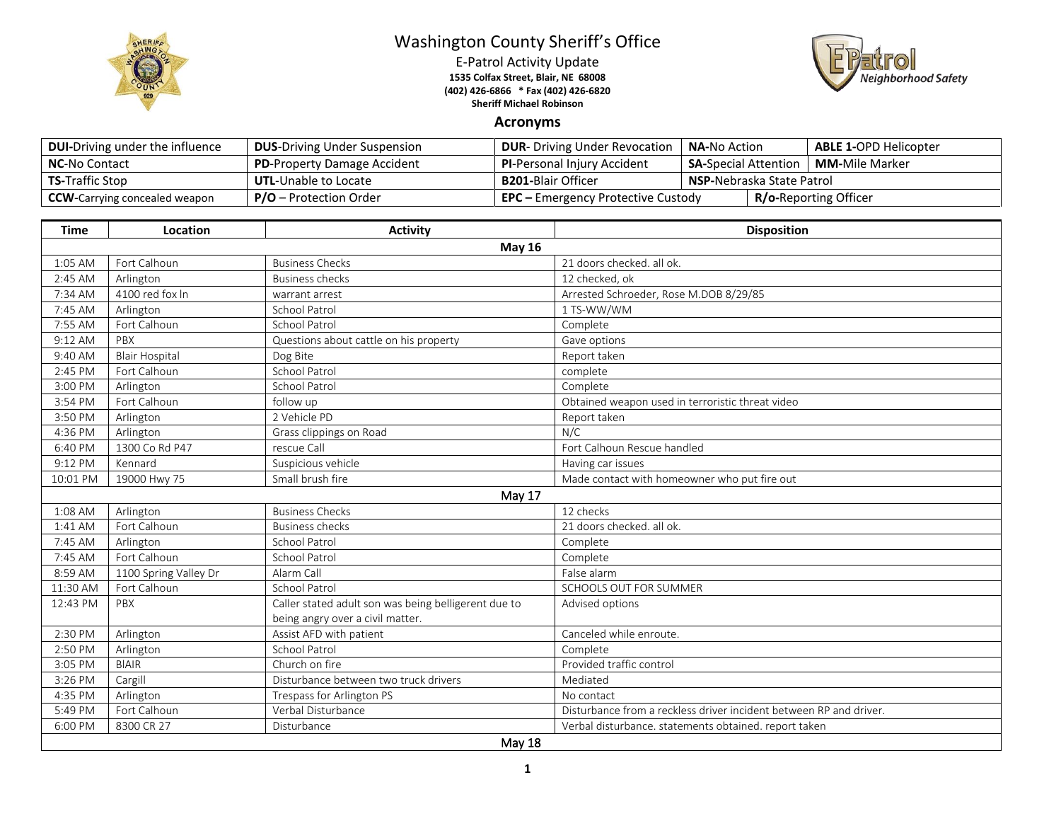# Washington County Sheriff's Office

E-Patrol Activity Update

**1535 Colfax Street, Blair, NE 68008**

**(402) 426-6866 * Fax (402) 426-6820**

**Sheriff Michael Robinson**

## Acronyms

| | | | | |
|---|---|---|---|---|
| **DUI**-Driving under the influence | **DUS**-Driving Under Suspension | **DUR**- Driving Under Revocation | **NA-**No Action | **ABLE 1-**OPD Helicopter |
| **NC**-No Contact | **PD**-Property Damage Accident | **PI**-Personal Injury Accident | **SA**-Special Attention | **MM-**Mile Marker |
| **TS**-Traffic Stop | **UTL**-Unable to Locate | **B201-**Blair Officer | **NSP-**Nebraska State Patrol | |
| **CCW**-Carrying concealed weapon | **P/O** – Protection Order | **EPC –** Emergency Protective Custody | **R/o-**Reporting Officer | |

| Time | Location | Activity | Disposition |
|---|---|---|---|
| **May 16** | | | |
| 1:05 AM | Fort Calhoun | Business Checks | 21 doors checked. all ok. |
| 2:45 AM | Arlington | Business checks | 12 checked, ok |
| 7:34 AM | 4100 red fox ln | warrant arrest | Arrested Schroeder, Rose M.DOB 8/29/85 |
| 7:45 AM | Arlington | School Patrol | 1 TS-WW/WM |
| 7:55 AM | Fort Calhoun | School Patrol | Complete |
| 9:12 AM | PBX | Questions about cattle on his property | Gave options |
| 9:40 AM | Blair Hospital | Dog Bite | Report taken |
| 2:45 PM | Fort Calhoun | School Patrol | complete |
| 3:00 PM | Arlington | School Patrol | Complete |
| 3:54 PM | Fort Calhoun | follow up | Obtained weapon used in terroristic threat video |
| 3:50 PM | Arlington | 2 Vehicle PD | Report taken |
| 4:36 PM | Arlington | Grass clippings on Road | N/C |
| 6:40 PM | 1300 Co Rd P47 | rescue Call | Fort Calhoun Rescue handled |
| 9:12 PM | Kennard | Suspicious vehicle | Having car issues |
| 10:01 PM | 19000 Hwy 75 | Small brush fire | Made contact with homeowner who put fire out |
| **May 17** | | | |
| 1:08 AM | Arlington | Business Checks | 12 checks |
| 1:41 AM | Fort Calhoun | Business checks | 21 doors checked. all ok. |
| 7:45 AM | Arlington | School Patrol | Complete |
| 7:45 AM | Fort Calhoun | School Patrol | Complete |
| 8:59 AM | 1100 Spring Valley Dr | Alarm Call | False alarm |
| 11:30 AM | Fort Calhoun | School Patrol | SCHOOLS OUT FOR SUMMER |
| 12:43 PM | PBX | Caller stated adult son was being belligerent due to being angry over a civil matter. | Advised options |
| 2:30 PM | Arlington | Assist AFD with patient | Canceled while enroute. |
| 2:50 PM | Arlington | School Patrol | Complete |
| 3:05 PM | BlAIR | Church on fire | Provided traffic control |
| 3:26 PM | Cargill | Disturbance between two truck drivers | Mediated |
| 4:35 PM | Arlington | Trespass for Arlington PS | No contact |
| 5:49 PM | Fort Calhoun | Verbal Disturbance | Disturbance from a reckless driver incident between RP and driver. |
| 6:00 PM | 8300 CR 27 | Disturbance | Verbal disturbance. statements obtained. report taken |
| **May 18** | | | |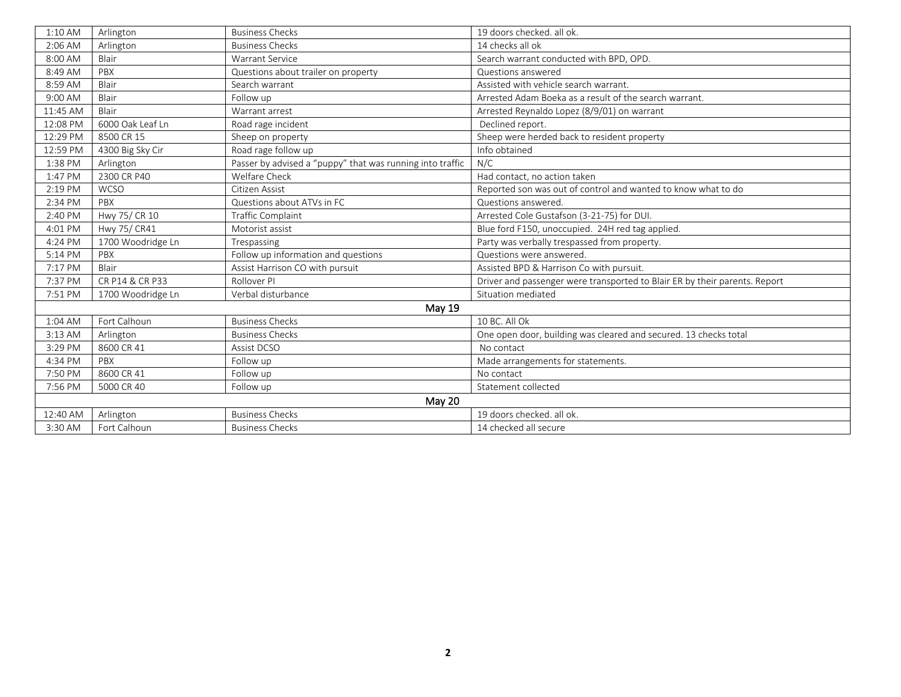| | | | |
|---|---|---|---|
| 1:10 AM | Arlington | Business Checks | 19 doors checked. all ok. |
| 2:06 AM | Arlington | Business Checks | 14 checks all ok |
| 8:00 AM | Blair | Warrant Service | Search warrant conducted with BPD, OPD. |
| 8:49 AM | PBX | Questions about trailer on property | Questions answered |
| 8:59 AM | Blair | Search warrant | Assisted with vehicle search warrant. |
| 9:00 AM | Blair | Follow up | Arrested Adam Boeka as a result of the search warrant. |
| 11:45 AM | Blair | Warrant arrest | Arrested Reynaldo Lopez (8/9/01) on warrant |
| 12:08 PM | 6000 Oak Leaf Ln | Road rage incident | Declined report. |
| 12:29 PM | 8500 CR 15 | Sheep on property | Sheep were herded back to resident property |
| 12:59 PM | 4300 Big Sky Cir | Road rage follow up | Info obtained |
| 1:38 PM | Arlington | Passer by advised a "puppy" that was running into traffic | N/C |
| 1:47 PM | 2300 CR P40 | Welfare Check | Had contact, no action taken |
| 2:19 PM | WCSO | Citizen Assist | Reported son was out of control and wanted to know what to do |
| 2:34 PM | PBX | Questions about ATVs in FC | Questions answered. |
| 2:40 PM | Hwy 75/ CR 10 | Traffic Complaint | Arrested Cole Gustafson (3-21-75) for DUI. |
| 4:01 PM | Hwy 75/ CR41 | Motorist assist | Blue ford F150, unoccupied. 24H red tag applied. |
| 4:24 PM | 1700 Woodridge Ln | Trespassing | Party was verbally trespassed from property. |
| 5:14 PM | PBX | Follow up information and questions | Questions were answered. |
| 7:17 PM | Blair | Assist Harrison CO with pursuit | Assisted BPD & Harrison Co with pursuit. |
| 7:37 PM | CR P14 & CR P33 | Rollover PI | Driver and passenger were transported to Blair ER by their parents. Report |
| 7:51 PM | 1700 Woodridge Ln | Verbal disturbance | Situation mediated |
| **May 19** | | | |
| 1:04 AM | Fort Calhoun | Business Checks | 10 BC. All Ok |
| 3:13 AM | Arlington | Business Checks | One open door, building was cleared and secured. 13 checks total |
| 3:29 PM | 8600 CR 41 | Assist DCSO | No contact |
| 4:34 PM | PBX | Follow up | Made arrangements for statements. |
| 7:50 PM | 8600 CR 41 | Follow up | No contact |
| 7:56 PM | 5000 CR 40 | Follow up | Statement collected |
| **May 20** | | | |
| 12:40 AM | Arlington | Business Checks | 19 doors checked. all ok. |
| 3:30 AM | Fort Calhoun | Business Checks | 14 checked all secure |